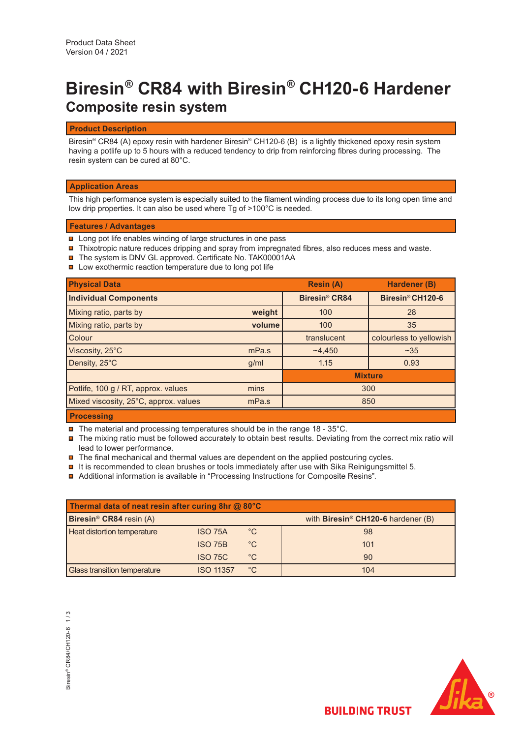Product Data Sheet
Version 04 / 2021

# Biresin® CR84 with Biresin® CH120-6 Hardener

## Composite resin system

### Product Description

Biresin® CR84 (A) epoxy resin with hardener Biresin® CH120-6 (B) is a lightly thickened epoxy resin system having a potlife up to 5 hours with a reduced tendency to drip from reinforcing fibres during processing. The resin system can be cured at 80°C.

### Application Areas

This high performance system is especially suited to the filament winding process due to its long open time and low drip properties. It can also be used where Tg of >100°C is needed.

### Features / Advantages

- Long pot life enables winding of large structures in one pass
- Thixotropic nature reduces dripping and spray from impregnated fibres, also reduces mess and waste.
- The system is DNV GL approved. Certificate No. TAK00001AA
- Low exothermic reaction temperature due to long pot life

| Physical Data | | Resin (A) | Hardener (B) |
|---|---|---|---|
| **Individual Components** | | **Biresin® CR84** | **Biresin® CH120-6** |
| Mixing ratio, parts by | **weight** | 100 | 28 |
| Mixing ratio, parts by | **volume** | 100 | 35 |
| Colour | | translucent | colourless to yellowish |
| Viscosity, 25°C | mPa.s | ~4,450 | ~35 |
| Density, 25°C | g/ml | 1.15 | 0.93 |
| | | **Mixture** | |
| Potlife, 100 g / RT, approx. values | mins | 300 | |
| Mixed viscosity, 25°C, approx. values | mPa.s | 850 | |

### Processing

- The material and processing temperatures should be in the range 18 - 35°C.
- The mixing ratio must be followed accurately to obtain best results. Deviating from the correct mix ratio will lead to lower performance.
- The final mechanical and thermal values are dependent on the applied postcuring cycles.
- It is recommended to clean brushes or tools immediately after use with Sika Reinigungsmittel 5.
- Additional information is available in "Processing Instructions for Composite Resins".

| Thermal data of neat resin after curing 8hr @ 80°C | | | |
|---|---|---|---|
| **Biresin® CR84** resin (A) | | | with **Biresin® CH120-6** hardener (B) |
| Heat distortion temperature | ISO 75A | °C | 98 |
| | ISO 75B | °C | 101 |
| | ISO 75C | °C | 90 |
| Glass transition temperature | ISO 11357 | °C | 104 |

BUILDING TRUST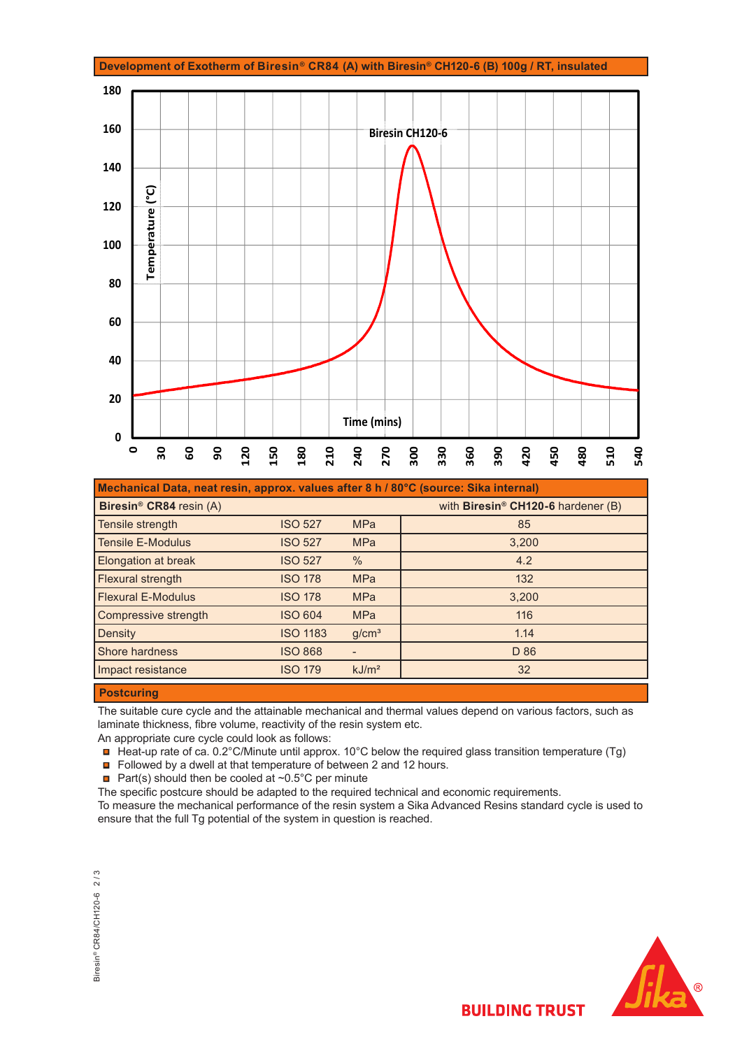## Development of Exotherm of Biresin® CR84 (A) with Biresin® CH120-6 (B) 100g / RT, insulated

## Mechanical Data, neat resin, approx. values after 8 h / 80°C (source: Sika internal)

| **Biresin® CR84** resin (A) | | | with **Biresin® CH120-6** hardener (B) |
|---|---|---|---|
| Tensile strength | ISO 527 | MPa | 85 |
| Tensile E-Modulus | ISO 527 | MPa | 3,200 |
| Elongation at break | ISO 527 | % | 4.2 |
| Flexural strength | ISO 178 | MPa | 132 |
| Flexural E-Modulus | ISO 178 | MPa | 3,200 |
| Compressive strength | ISO 604 | MPa | 116 |
| Density | ISO 1183 | g/cm³ | 1.14 |
| Shore hardness | ISO 868 | - | D 86 |
| Impact resistance | ISO 179 | kJ/m² | 32 |

## Postcuring

The suitable cure cycle and the attainable mechanical and thermal values depend on various factors, such as laminate thickness, fibre volume, reactivity of the resin system etc.

An appropriate cure cycle could look as follows:

- Heat-up rate of ca. 0.2°C/Minute until approx. 10°C below the required glass transition temperature (Tg)
- Followed by a dwell at that temperature of between 2 and 12 hours.
- Part(s) should then be cooled at ~0.5°C per minute

The specific postcure should be adapted to the required technical and economic requirements.

To measure the mechanical performance of the resin system a Sika Advanced Resins standard cycle is used to ensure that the full Tg potential of the system in question is reached.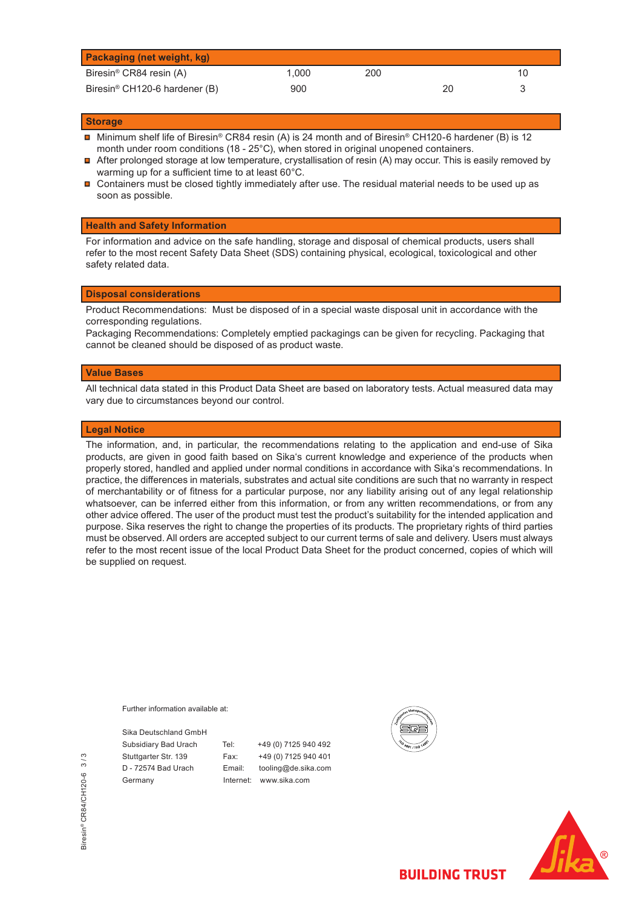| Packaging (net weight, kg) | | | | |
|---|---|---|---|---|
| Biresin® CR84 resin (A) | 1,000 | 200 | | 10 |
| Biresin® CH120-6 hardener (B) | 900 | | 20 | 3 |

## Storage

- Minimum shelf life of Biresin® CR84 resin (A) is 24 month and of Biresin® CH120-6 hardener (B) is 12 month under room conditions (18 - 25°C), when stored in original unopened containers.
- After prolonged storage at low temperature, crystallisation of resin (A) may occur. This is easily removed by warming up for a sufficient time to at least 60°C.
- Containers must be closed tightly immediately after use. The residual material needs to be used up as soon as possible.

## Health and Safety Information

For information and advice on the safe handling, storage and disposal of chemical products, users shall refer to the most recent Safety Data Sheet (SDS) containing physical, ecological, toxicological and other safety related data.

## Disposal considerations

Product Recommendations: Must be disposed of in a special waste disposal unit in accordance with the corresponding regulations.
Packaging Recommendations: Completely emptied packagings can be given for recycling. Packaging that cannot be cleaned should be disposed of as product waste.

## Value Bases

All technical data stated in this Product Data Sheet are based on laboratory tests. Actual measured data may vary due to circumstances beyond our control.

## Legal Notice

The information, and, in particular, the recommendations relating to the application and end-use of Sika products, are given in good faith based on Sika's current knowledge and experience of the products when properly stored, handled and applied under normal conditions in accordance with Sika's recommendations. In practice, the differences in materials, substrates and actual site conditions are such that no warranty in respect of merchantability or of fitness for a particular purpose, nor any liability arising out of any legal relationship whatsoever, can be inferred either from this information, or from any written recommendations, or from any other advice offered. The user of the product must test the product's suitability for the intended application and purpose. Sika reserves the right to change the properties of its products. The proprietary rights of third parties must be observed. All orders are accepted subject to our current terms of sale and delivery. Users must always refer to the most recent issue of the local Product Data Sheet for the product concerned, copies of which will be supplied on request.

Further information available at:

Sika Deutschland GmbH
Subsidiary Bad Urach
Stuttgarter Str. 139
D - 72574 Bad Urach
Germany

Tel: +49 (0) 7125 940 492
Fax: +49 (0) 7125 940 401
Email: tooling@de.sika.com
Internet: www.sika.com

BUILDING TRUST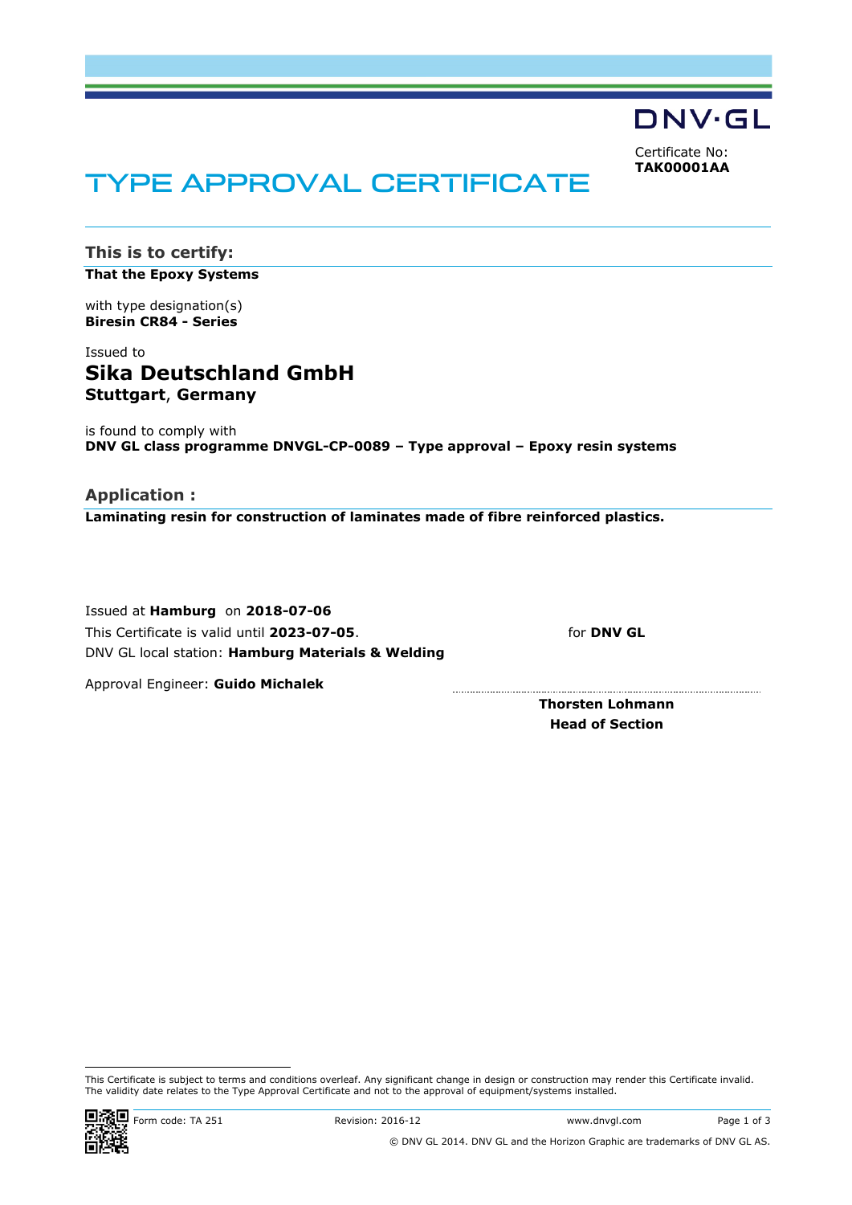DNV·GL

Certificate No:
**TAK00001AA**

# TYPE APPROVAL CERTIFICATE

## This is to certify:

**That the Epoxy Systems**

with type designation(s)
**Biresin CR84 - Series**

Issued to
## Sika Deutschland GmbH
**Stuttgart, Germany**

is found to comply with
**DNV GL class programme DNVGL-CP-0089 – Type approval – Epoxy resin systems**

## Application :

**Laminating resin for construction of laminates made of fibre reinforced plastics.**

Issued at **Hamburg** on **2018-07-06**
This Certificate is valid until **2023-07-05**.
DNV GL local station: **Hamburg Materials & Welding**

Approval Engineer: **Guido Michalek**

for **DNV GL**

**Thorsten Lohmann**
**Head of Section**

This Certificate is subject to terms and conditions overleaf. Any significant change in design or construction may render this Certificate invalid. The validity date relates to the Type Approval Certificate and not to the approval of equipment/systems installed.

Form code: TA 251 Revision: 2016-12 www.dnvgl.com

© DNV GL 2014. DNV GL and the Horizon Graphic are trademarks of DNV GL AS.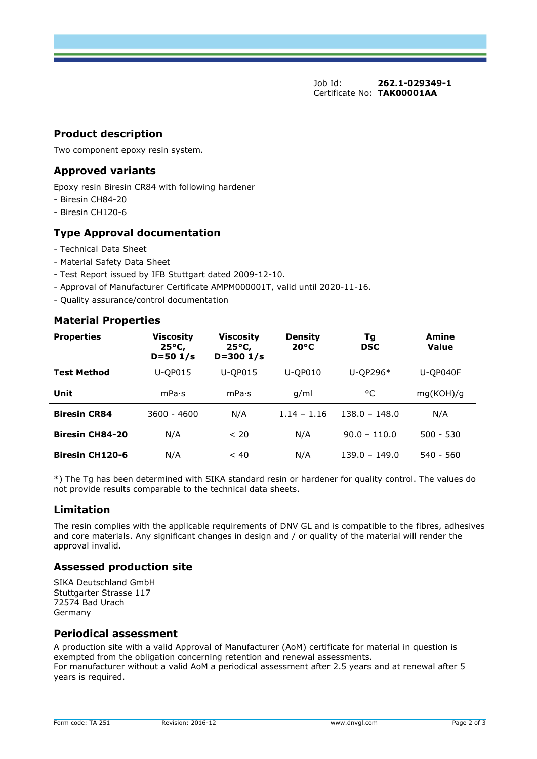Job Id: **262.1-029349-1**
Certificate No: **TAK00001AA**

## Product description

Two component epoxy resin system.

## Approved variants

Epoxy resin Biresin CR84 with following hardener
- Biresin CH84-20
- Biresin CH120-6

## Type Approval documentation

- Technical Data Sheet
- Material Safety Data Sheet
- Test Report issued by IFB Stuttgart dated 2009-12-10.
- Approval of Manufacturer Certificate AMPM000001T, valid until 2020-11-16.
- Quality assurance/control documentation

## Material Properties

| **Properties** | **Viscosity 25°C, D=50 1/s** | **Viscosity 25°C, D=300 1/s** | **Density 20°C** | **Tg DSC** | **Amine Value** |
|---|---|---|---|---|---|
| **Test Method** | U-QP015 | U-QP015 | U-QP010 | U-QP296* | U-QP040F |
| **Unit** | mPa·s | mPa·s | g/ml | °C | mg(KOH)/g |
| **Biresin CR84** | 3600 - 4600 | N/A | 1.14 – 1.16 | 138.0 – 148.0 | N/A |
| **Biresin CH84-20** | N/A | < 20 | N/A | 90.0 – 110.0 | 500 - 530 |
| **Biresin CH120-6** | N/A | < 40 | N/A | 139.0 – 149.0 | 540 - 560 |

*) The Tg has been determined with SIKA standard resin or hardener for quality control. The values do not provide results comparable to the technical data sheets.

## Limitation

The resin complies with the applicable requirements of DNV GL and is compatible to the fibres, adhesives and core materials. Any significant changes in design and / or quality of the material will render the approval invalid.

## Assessed production site

SIKA Deutschland GmbH
Stuttgarter Strasse 117
72574 Bad Urach
Germany

## Periodical assessment

A production site with a valid Approval of Manufacturer (AoM) certificate for material in question is exempted from the obligation concerning retention and renewal assessments.
For manufacturer without a valid AoM a periodical assessment after 2.5 years and at renewal after 5 years is required.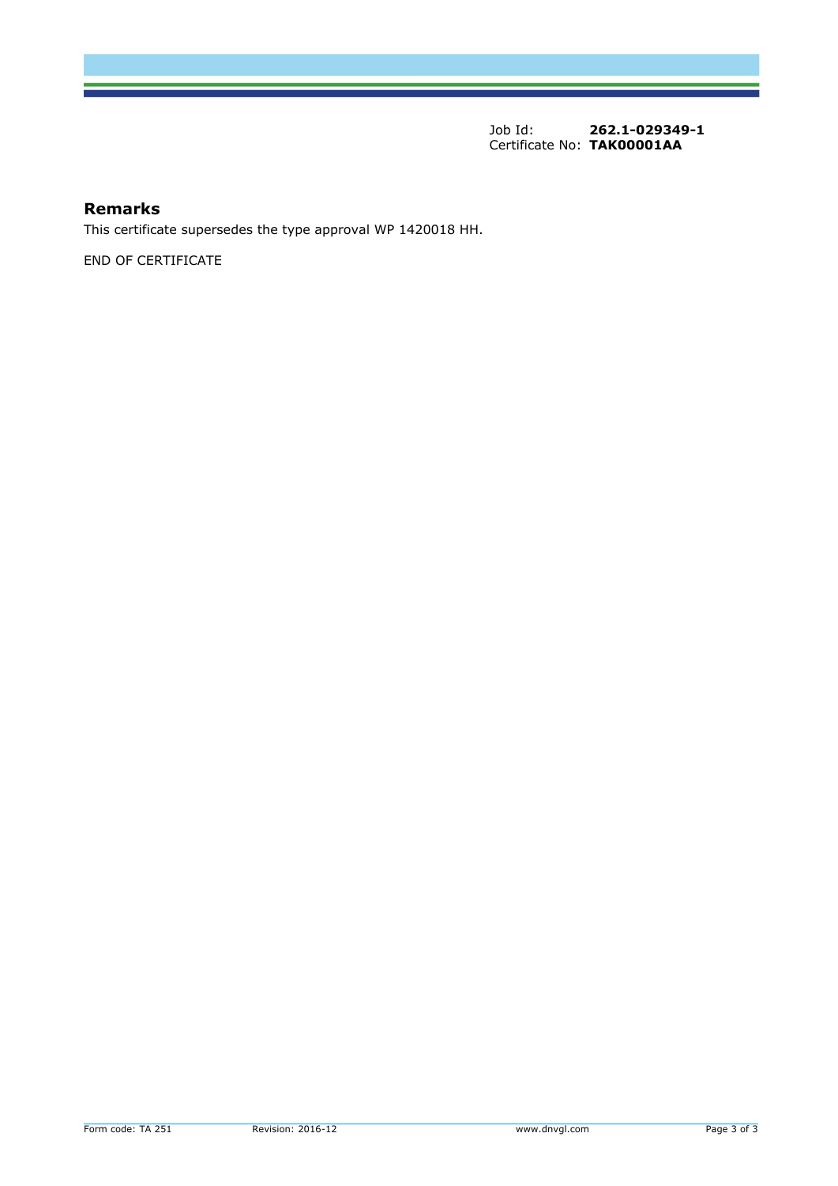Job Id: **262.1-029349-1**
Certificate No: **TAK00001AA**

## Remarks

This certificate supersedes the type approval WP 1420018 HH.

END OF CERTIFICATE